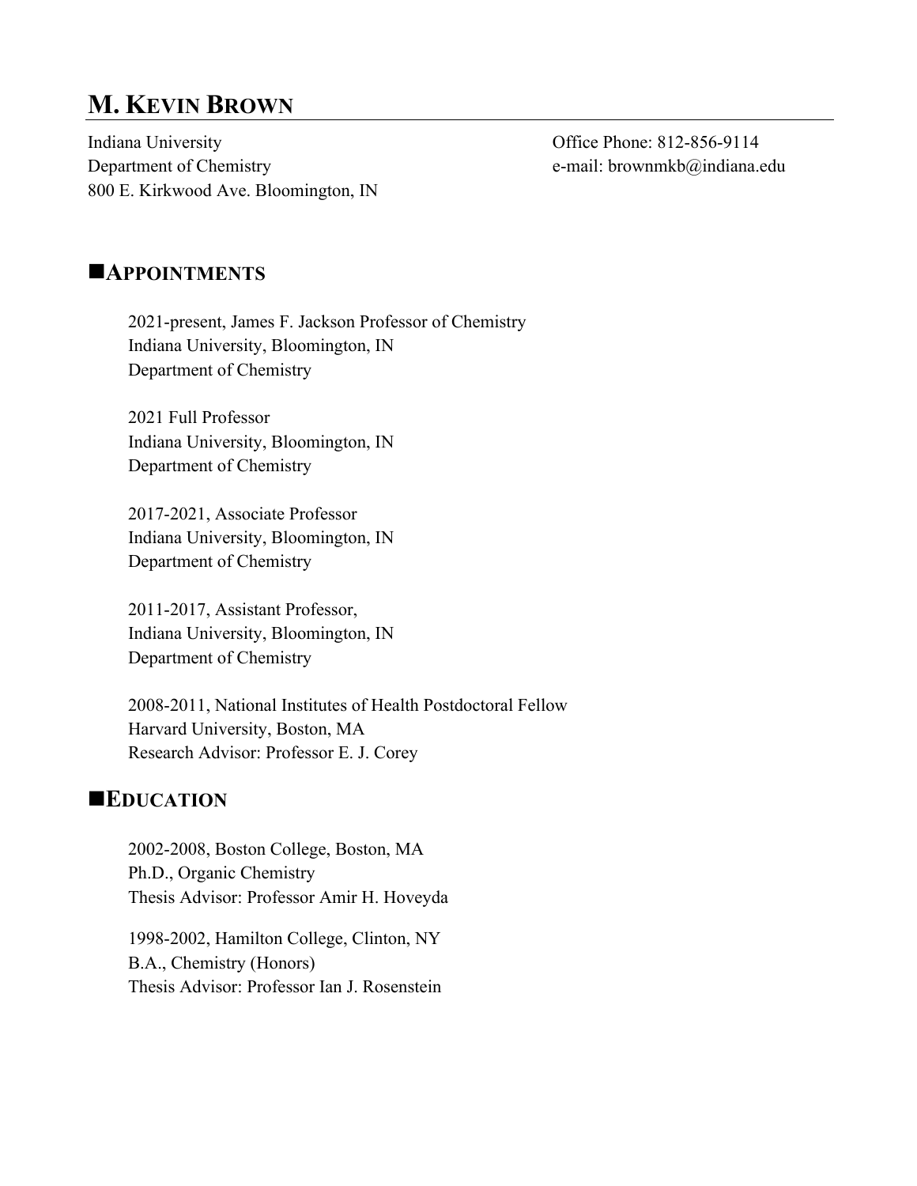# M. KEVIN BROWN

Indiana University
Department of Chemistry
800 E. Kirkwood Ave. Bloomington, IN

Office Phone: 812-856-9114
e-mail: brownmkb@indiana.edu

## ■APPOINTMENTS

2021-present, James F. Jackson Professor of Chemistry
Indiana University, Bloomington, IN
Department of Chemistry

2021 Full Professor
Indiana University, Bloomington, IN
Department of Chemistry

2017-2021, Associate Professor
Indiana University, Bloomington, IN
Department of Chemistry

2011-2017, Assistant Professor,
Indiana University, Bloomington, IN
Department of Chemistry

2008-2011, National Institutes of Health Postdoctoral Fellow
Harvard University, Boston, MA
Research Advisor: Professor E. J. Corey

## ■EDUCATION

2002-2008, Boston College, Boston, MA
Ph.D., Organic Chemistry
Thesis Advisor: Professor Amir H. Hoveyda

1998-2002, Hamilton College, Clinton, NY
B.A., Chemistry (Honors)
Thesis Advisor: Professor Ian J. Rosenstein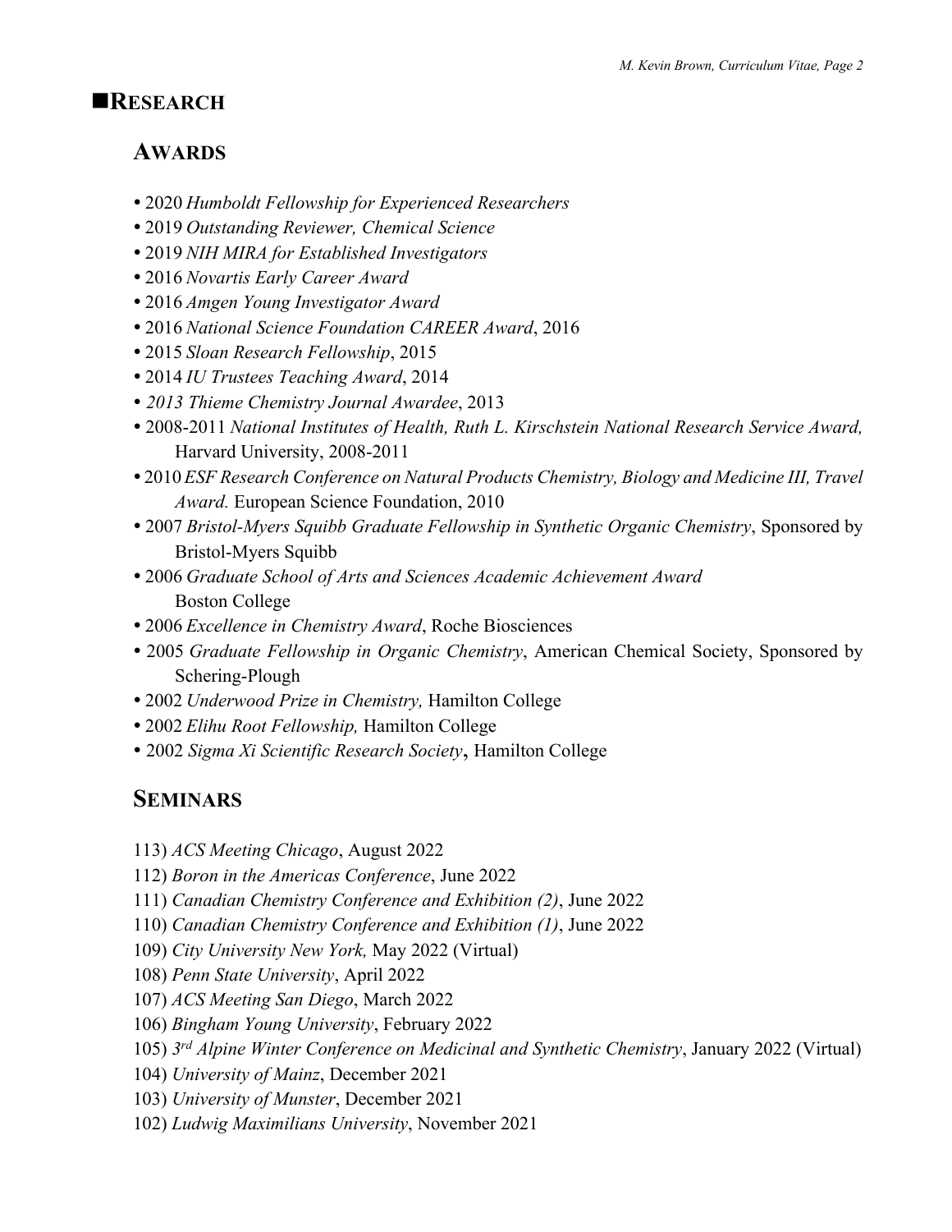# ■RESEARCH

## AWARDS

- 2020 *Humboldt Fellowship for Experienced Researchers*
- 2019 *Outstanding Reviewer, Chemical Science*
- 2019 *NIH MIRA for Established Investigators*
- 2016 *Novartis Early Career Award*
- 2016 *Amgen Young Investigator Award*
- 2016 *National Science Foundation CAREER Award*, 2016
- 2015 *Sloan Research Fellowship*, 2015
- 2014 *IU Trustees Teaching Award*, 2014
- *2013 Thieme Chemistry Journal Awardee*, 2013
- 2008-2011 *National Institutes of Health, Ruth L. Kirschstein National Research Service Award,* Harvard University, 2008-2011
- 2010 *ESF Research Conference on Natural Products Chemistry, Biology and Medicine III, Travel Award.* European Science Foundation, 2010
- 2007 *Bristol-Myers Squibb Graduate Fellowship in Synthetic Organic Chemistry*, Sponsored by Bristol-Myers Squibb
- 2006 *Graduate School of Arts and Sciences Academic Achievement Award* Boston College
- 2006 *Excellence in Chemistry Award*, Roche Biosciences
- 2005 *Graduate Fellowship in Organic Chemistry*, American Chemical Society, Sponsored by Schering-Plough
- 2002 *Underwood Prize in Chemistry,* Hamilton College
- 2002 *Elihu Root Fellowship,* Hamilton College
- 2002 *Sigma Xi Scientific Research Society***,** Hamilton College

## SEMINARS

113) *ACS Meeting Chicago*, August 2022
112) *Boron in the Americas Conference*, June 2022
111) *Canadian Chemistry Conference and Exhibition (2)*, June 2022
110) *Canadian Chemistry Conference and Exhibition (1)*, June 2022
109) *City University New York,* May 2022 (Virtual)
108) *Penn State University*, April 2022
107) *ACS Meeting San Diego*, March 2022
106) *Bingham Young University*, February 2022
105) *3rd Alpine Winter Conference on Medicinal and Synthetic Chemistry*, January 2022 (Virtual)
104) *University of Mainz*, December 2021
103) *University of Munster*, December 2021
102) *Ludwig Maximilians University*, November 2021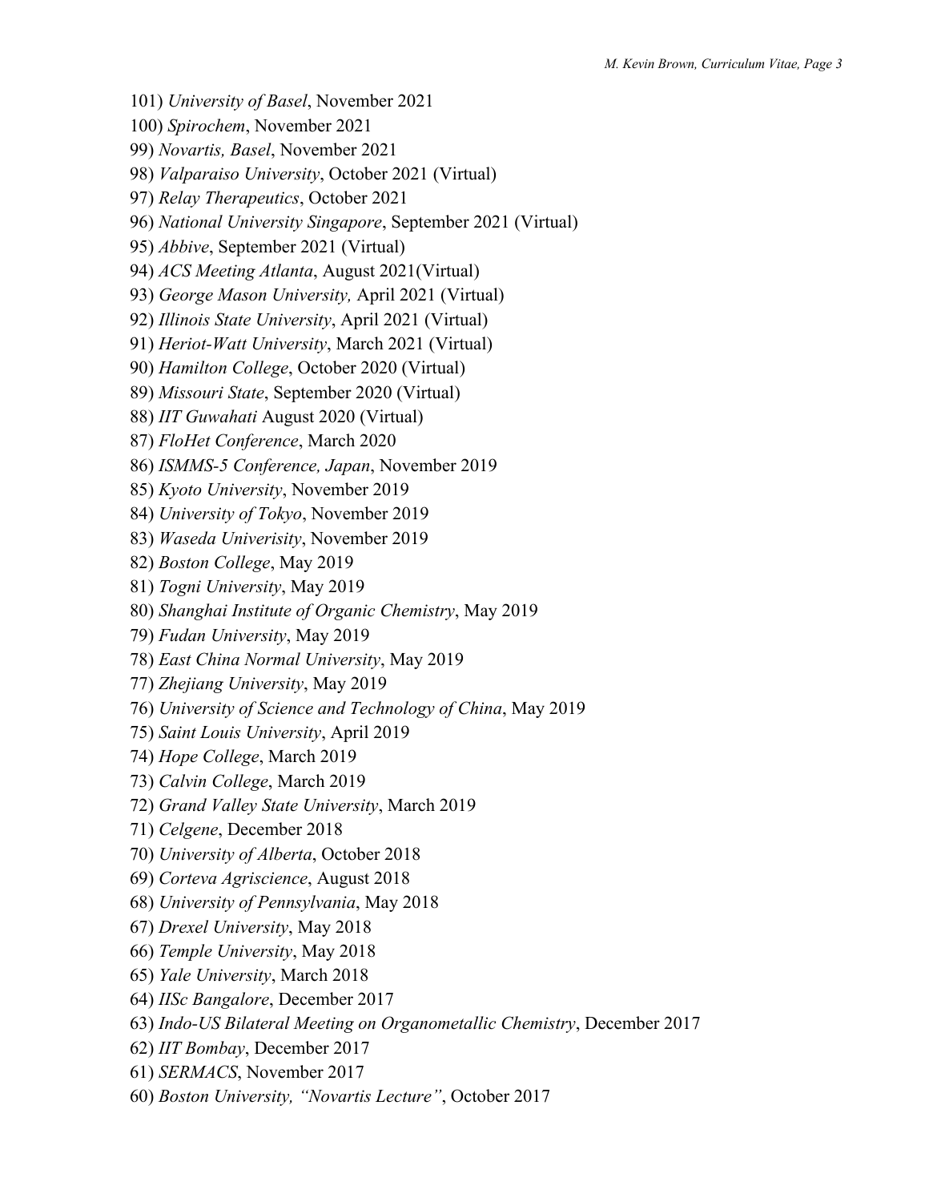101) *University of Basel*, November 2021
100) *Spirochem*, November 2021
99) *Novartis, Basel*, November 2021
98) *Valparaiso University*, October 2021 (Virtual)
97) *Relay Therapeutics*, October 2021
96) *National University Singapore*, September 2021 (Virtual)
95) *Abbive*, September 2021 (Virtual)
94) *ACS Meeting Atlanta*, August 2021(Virtual)
93) *George Mason University,* April 2021 (Virtual)
92) *Illinois State University*, April 2021 (Virtual)
91) *Heriot-Watt University*, March 2021 (Virtual)
90) *Hamilton College*, October 2020 (Virtual)
89) *Missouri State*, September 2020 (Virtual)
88) *IIT Guwahati* August 2020 (Virtual)
87) *FloHet Conference*, March 2020
86) *ISMMS-5 Conference, Japan*, November 2019
85) *Kyoto University*, November 2019
84) *University of Tokyo*, November 2019
83) *Waseda Univerisity*, November 2019
82) *Boston College*, May 2019
81) *Togni University*, May 2019
80) *Shanghai Institute of Organic Chemistry*, May 2019
79) *Fudan University*, May 2019
78) *East China Normal University*, May 2019
77) *Zhejiang University*, May 2019
76) *University of Science and Technology of China*, May 2019
75) *Saint Louis University*, April 2019
74) *Hope College*, March 2019
73) *Calvin College*, March 2019
72) *Grand Valley State University*, March 2019
71) *Celgene*, December 2018
70) *University of Alberta*, October 2018
69) *Corteva Agriscience*, August 2018
68) *University of Pennsylvania*, May 2018
67) *Drexel University*, May 2018
66) *Temple University*, May 2018
65) *Yale University*, March 2018
64) *IISc Bangalore*, December 2017
63) *Indo-US Bilateral Meeting on Organometallic Chemistry*, December 2017
62) *IIT Bombay*, December 2017
61) *SERMACS*, November 2017
60) *Boston University, "Novartis Lecture"*, October 2017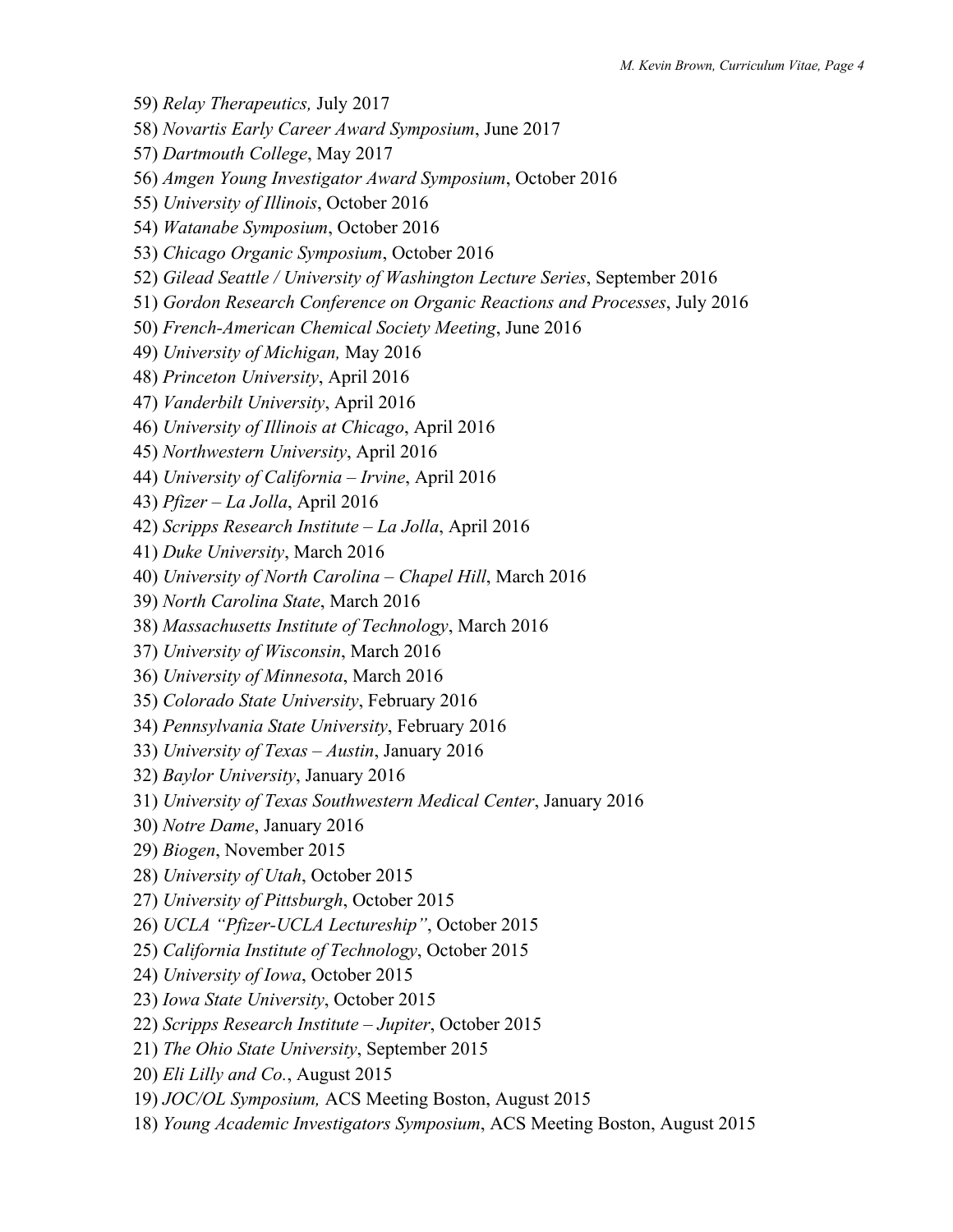59) *Relay Therapeutics,* July 2017

58) *Novartis Early Career Award Symposium*, June 2017

57) *Dartmouth College*, May 2017

56) *Amgen Young Investigator Award Symposium*, October 2016

55) *University of Illinois*, October 2016

54) *Watanabe Symposium*, October 2016

53) *Chicago Organic Symposium*, October 2016

52) *Gilead Seattle / University of Washington Lecture Series*, September 2016

51) *Gordon Research Conference on Organic Reactions and Processes*, July 2016

50) *French-American Chemical Society Meeting*, June 2016

49) *University of Michigan,* May 2016

48) *Princeton University*, April 2016

47) *Vanderbilt University*, April 2016

46) *University of Illinois at Chicago*, April 2016

45) *Northwestern University*, April 2016

44) *University of California – Irvine*, April 2016

43) *Pfizer – La Jolla*, April 2016

42) *Scripps Research Institute – La Jolla*, April 2016

41) *Duke University*, March 2016

40) *University of North Carolina – Chapel Hill*, March 2016

39) *North Carolina State*, March 2016

38) *Massachusetts Institute of Technology*, March 2016

37) *University of Wisconsin*, March 2016

36) *University of Minnesota*, March 2016

35) *Colorado State University*, February 2016

34) *Pennsylvania State University*, February 2016

33) *University of Texas – Austin*, January 2016

32) *Baylor University*, January 2016

31) *University of Texas Southwestern Medical Center*, January 2016

30) *Notre Dame*, January 2016

29) *Biogen*, November 2015

28) *University of Utah*, October 2015

27) *University of Pittsburgh*, October 2015

26) *UCLA "Pfizer-UCLA Lectureship"*, October 2015

25) *California Institute of Technology*, October 2015

24) *University of Iowa*, October 2015

23) *Iowa State University*, October 2015

22) *Scripps Research Institute – Jupiter*, October 2015

21) *The Ohio State University*, September 2015

20) *Eli Lilly and Co.*, August 2015

19) *JOC/OL Symposium,* ACS Meeting Boston, August 2015

18) *Young Academic Investigators Symposium*, ACS Meeting Boston, August 2015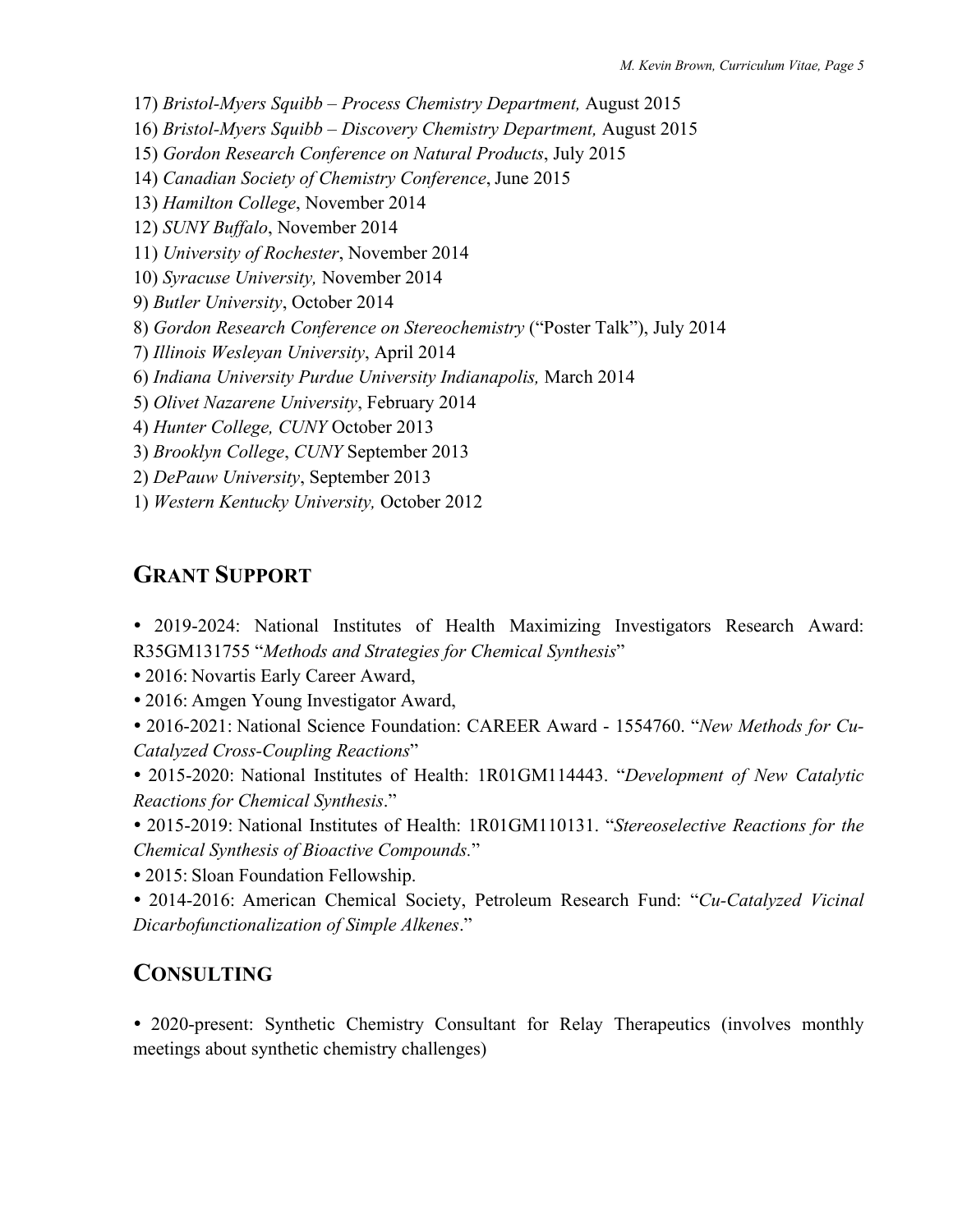17) *Bristol-Myers Squibb – Process Chemistry Department,* August 2015
16) *Bristol-Myers Squibb – Discovery Chemistry Department,* August 2015
15) *Gordon Research Conference on Natural Products*, July 2015
14) *Canadian Society of Chemistry Conference*, June 2015
13) *Hamilton College*, November 2014
12) *SUNY Buffalo*, November 2014
11) *University of Rochester*, November 2014
10) *Syracuse University,* November 2014
9) *Butler University*, October 2014
8) *Gordon Research Conference on Stereochemistry* ("Poster Talk"), July 2014
7) *Illinois Wesleyan University*, April 2014
6) *Indiana University Purdue University Indianapolis,* March 2014
5) *Olivet Nazarene University*, February 2014
4) *Hunter College, CUNY* October 2013
3) *Brooklyn College*, *CUNY* September 2013
2) *DePauw University*, September 2013
1) *Western Kentucky University,* October 2012

## GRANT SUPPORT

- 2019-2024: National Institutes of Health Maximizing Investigators Research Award: R35GM131755 "*Methods and Strategies for Chemical Synthesis*"
- 2016: Novartis Early Career Award,
- 2016: Amgen Young Investigator Award,
- 2016-2021: National Science Foundation: CAREER Award - 1554760. "*New Methods for Cu-Catalyzed Cross-Coupling Reactions*"
- 2015-2020: National Institutes of Health: 1R01GM114443. "*Development of New Catalytic Reactions for Chemical Synthesis*."
- 2015-2019: National Institutes of Health: 1R01GM110131. "*Stereoselective Reactions for the Chemical Synthesis of Bioactive Compounds.*"
- 2015: Sloan Foundation Fellowship.
- 2014-2016: American Chemical Society, Petroleum Research Fund: "*Cu-Catalyzed Vicinal Dicarbofunctionalization of Simple Alkenes*."

## CONSULTING

- 2020-present: Synthetic Chemistry Consultant for Relay Therapeutics (involves monthly meetings about synthetic chemistry challenges)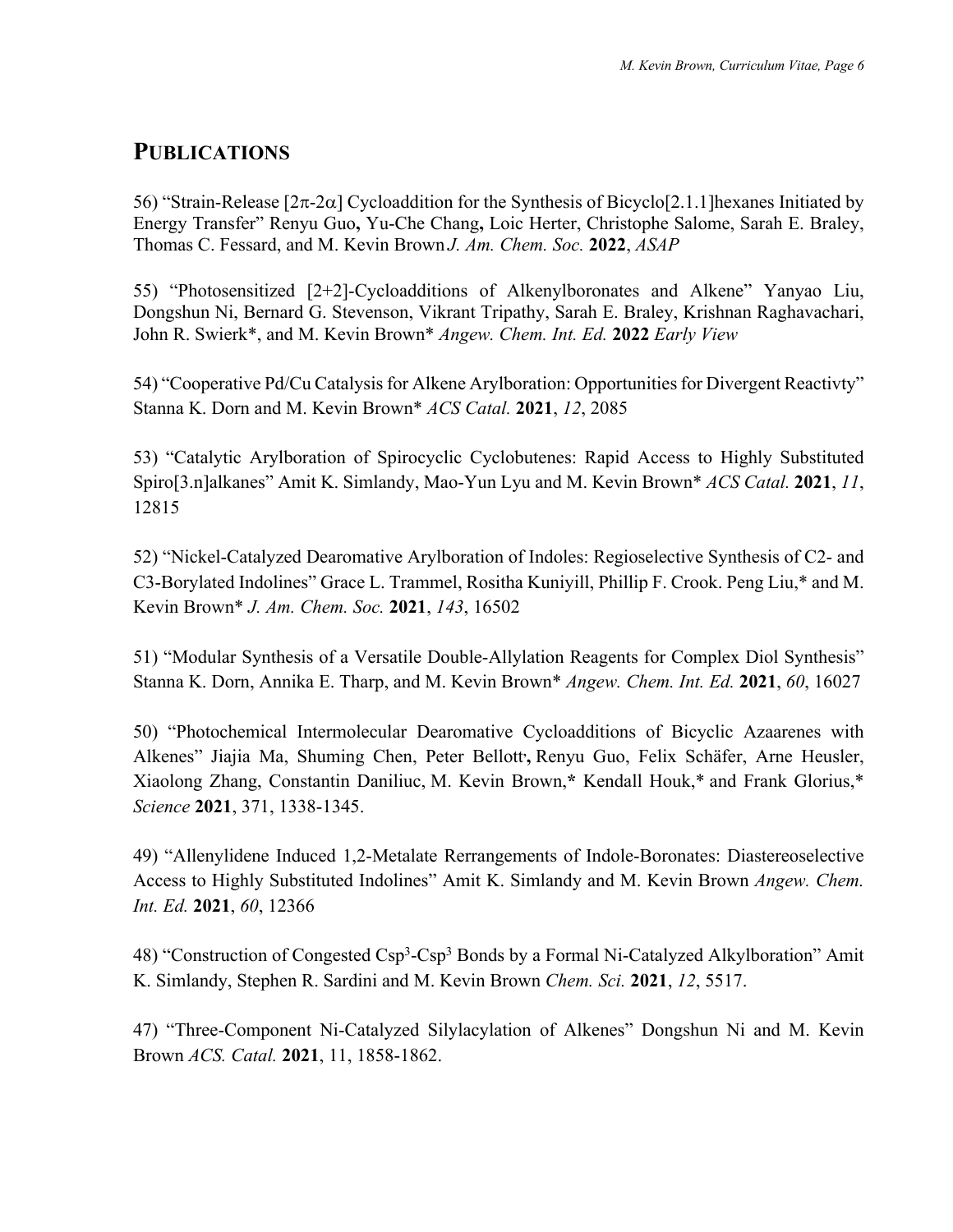## PUBLICATIONS

56) "Strain-Release [2π-2α] Cycloaddition for the Synthesis of Bicyclo[2.1.1]hexanes Initiated by Energy Transfer" Renyu Guo**,** Yu-Che Chang**,** Loic Herter, Christophe Salome, Sarah E. Braley, Thomas C. Fessard, and M. Kevin Brown *J. Am. Chem. Soc.* **2022**, *ASAP*

55) "Photosensitized [2+2]-Cycloadditions of Alkenylboronates and Alkene" Yanyao Liu, Dongshun Ni, Bernard G. Stevenson, Vikrant Tripathy, Sarah E. Braley, Krishnan Raghavachari, John R. Swierk*, and M. Kevin Brown* *Angew. Chem. Int. Ed.* **2022** *Early View*

54) "Cooperative Pd/Cu Catalysis for Alkene Arylboration: Opportunities for Divergent Reactivty" Stanna K. Dorn and M. Kevin Brown* *ACS Catal.* **2021**, *12*, 2085

53) "Catalytic Arylboration of Spirocyclic Cyclobutenes: Rapid Access to Highly Substituted Spiro[3.n]alkanes" Amit K. Simlandy, Mao-Yun Lyu and M. Kevin Brown* *ACS Catal.* **2021**, *11*, 12815

52) "Nickel-Catalyzed Dearomative Arylboration of Indoles: Regioselective Synthesis of C2- and C3-Borylated Indolines" Grace L. Trammel, Rositha Kuniyill, Phillip F. Crook. Peng Liu,* and M. Kevin Brown* *J. Am. Chem. Soc.* **2021**, *143*, 16502

51) "Modular Synthesis of a Versatile Double-Allylation Reagents for Complex Diol Synthesis" Stanna K. Dorn, Annika E. Tharp, and M. Kevin Brown* *Angew. Chem. Int. Ed.* **2021**, *60*, 16027

50) "Photochemical Intermolecular Dearomative Cycloadditions of Bicyclic Azaarenes with Alkenes" Jiajia Ma, Shuming Chen, Peter Bellott**,** Renyu Guo, Felix Schäfer, Arne Heusler, Xiaolong Zhang, Constantin Daniliuc, M. Kevin Brown,**\*** Kendall Houk,* and Frank Glorius,* *Science* **2021**, 371, 1338-1345.

49) "Allenylidene Induced 1,2-Metalate Rerrangements of Indole-Boronates: Diastereoselective Access to Highly Substituted Indolines" Amit K. Simlandy and M. Kevin Brown *Angew. Chem. Int. Ed.* **2021**, *60*, 12366

48) "Construction of Congested $Csp^3$-$Csp^3$ Bonds by a Formal Ni-Catalyzed Alkylboration" Amit K. Simlandy, Stephen R. Sardini and M. Kevin Brown *Chem. Sci.* **2021**, *12*, 5517.

47) "Three-Component Ni-Catalyzed Silylacylation of Alkenes" Dongshun Ni and M. Kevin Brown *ACS. Catal.* **2021**, 11, 1858-1862.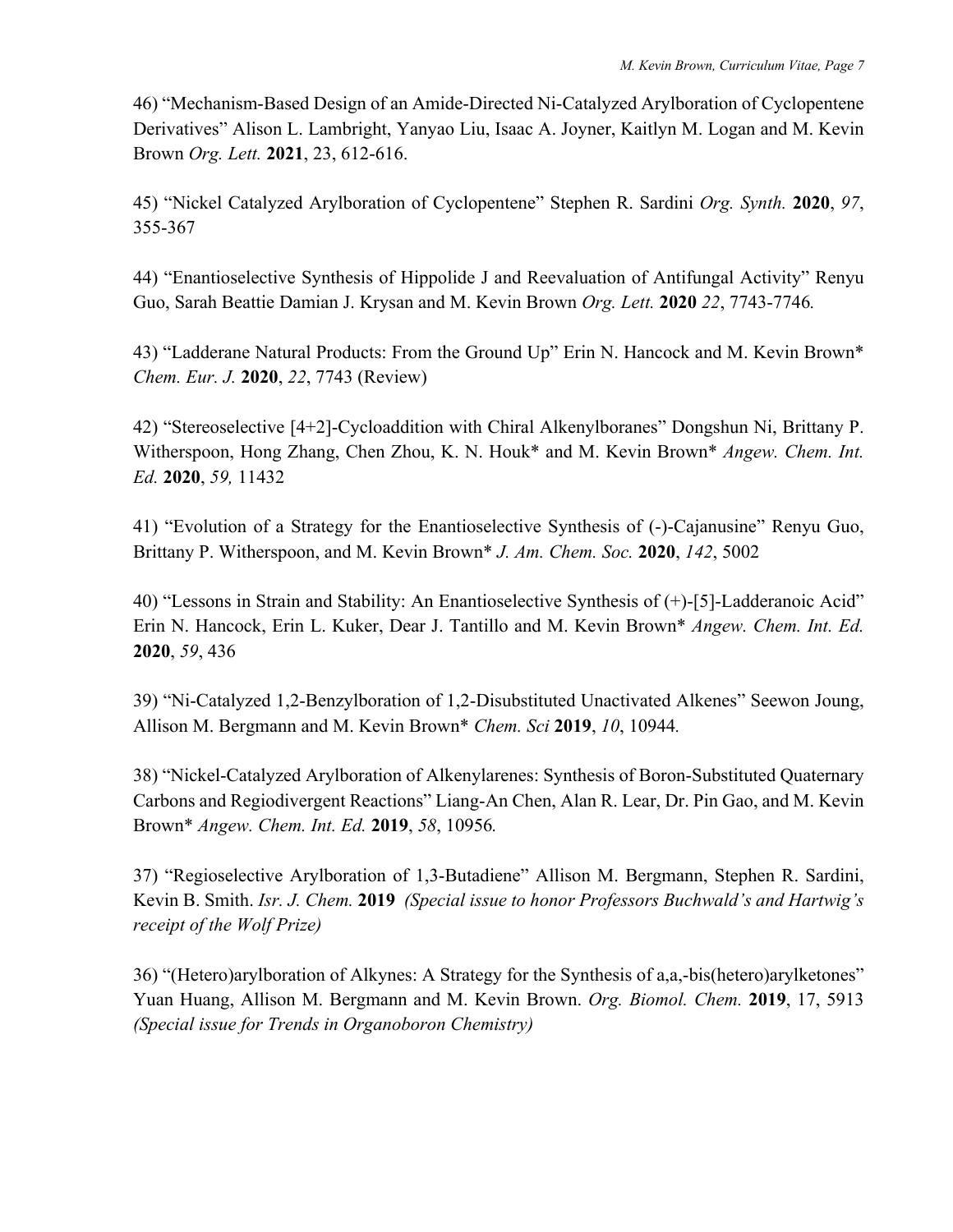46) “Mechanism-Based Design of an Amide-Directed Ni-Catalyzed Arylboration of Cyclopentene Derivatives” Alison L. Lambright, Yanyao Liu, Isaac A. Joyner, Kaitlyn M. Logan and M. Kevin Brown *Org. Lett.* **2021**, 23, 612-616.

45) “Nickel Catalyzed Arylboration of Cyclopentene” Stephen R. Sardini *Org. Synth.* **2020**, *97*, 355-367

44) “Enantioselective Synthesis of Hippolide J and Reevaluation of Antifungal Activity” Renyu Guo, Sarah Beattie Damian J. Krysan and M. Kevin Brown *Org. Lett.* **2020** *22*, 7743-7746*.*

43) “Ladderane Natural Products: From the Ground Up” Erin N. Hancock and M. Kevin Brown* *Chem. Eur. J.* **2020**, *22*, 7743 (Review)

42) “Stereoselective [4+2]-Cycloaddition with Chiral Alkenylboranes” Dongshun Ni, Brittany P. Witherspoon, Hong Zhang, Chen Zhou, K. N. Houk* and M. Kevin Brown* *Angew. Chem. Int. Ed.* **2020**, *59,* 11432

41) “Evolution of a Strategy for the Enantioselective Synthesis of (-)-Cajanusine” Renyu Guo, Brittany P. Witherspoon, and M. Kevin Brown* *J. Am. Chem. Soc.* **2020**, *142*, 5002

40) “Lessons in Strain and Stability: An Enantioselective Synthesis of (+)-[5]-Ladderanoic Acid” Erin N. Hancock, Erin L. Kuker, Dear J. Tantillo and M. Kevin Brown* *Angew. Chem. Int. Ed.* **2020**, *59*, 436

39) “Ni-Catalyzed 1,2-Benzylboration of 1,2-Disubstituted Unactivated Alkenes” Seewon Joung, Allison M. Bergmann and M. Kevin Brown* *Chem. Sci* **2019**, *10*, 10944*.*

38) “Nickel-Catalyzed Arylboration of Alkenylarenes: Synthesis of Boron-Substituted Quaternary Carbons and Regiodivergent Reactions” Liang-An Chen, Alan R. Lear, Dr. Pin Gao, and M. Kevin Brown* *Angew. Chem. Int. Ed.* **2019**, *58*, 10956*.*

37) “Regioselective Arylboration of 1,3-Butadiene” Allison M. Bergmann, Stephen R. Sardini, Kevin B. Smith. *Isr. J. Chem.* **2019** *(Special issue to honor Professors Buchwald’s and Hartwig’s receipt of the Wolf Prize)*

36) “(Hetero)arylboration of Alkynes: A Strategy for the Synthesis of a,a,-bis(hetero)arylketones” Yuan Huang, Allison M. Bergmann and M. Kevin Brown. *Org. Biomol. Chem.* **2019**, 17, 5913 *(Special issue for Trends in Organoboron Chemistry)*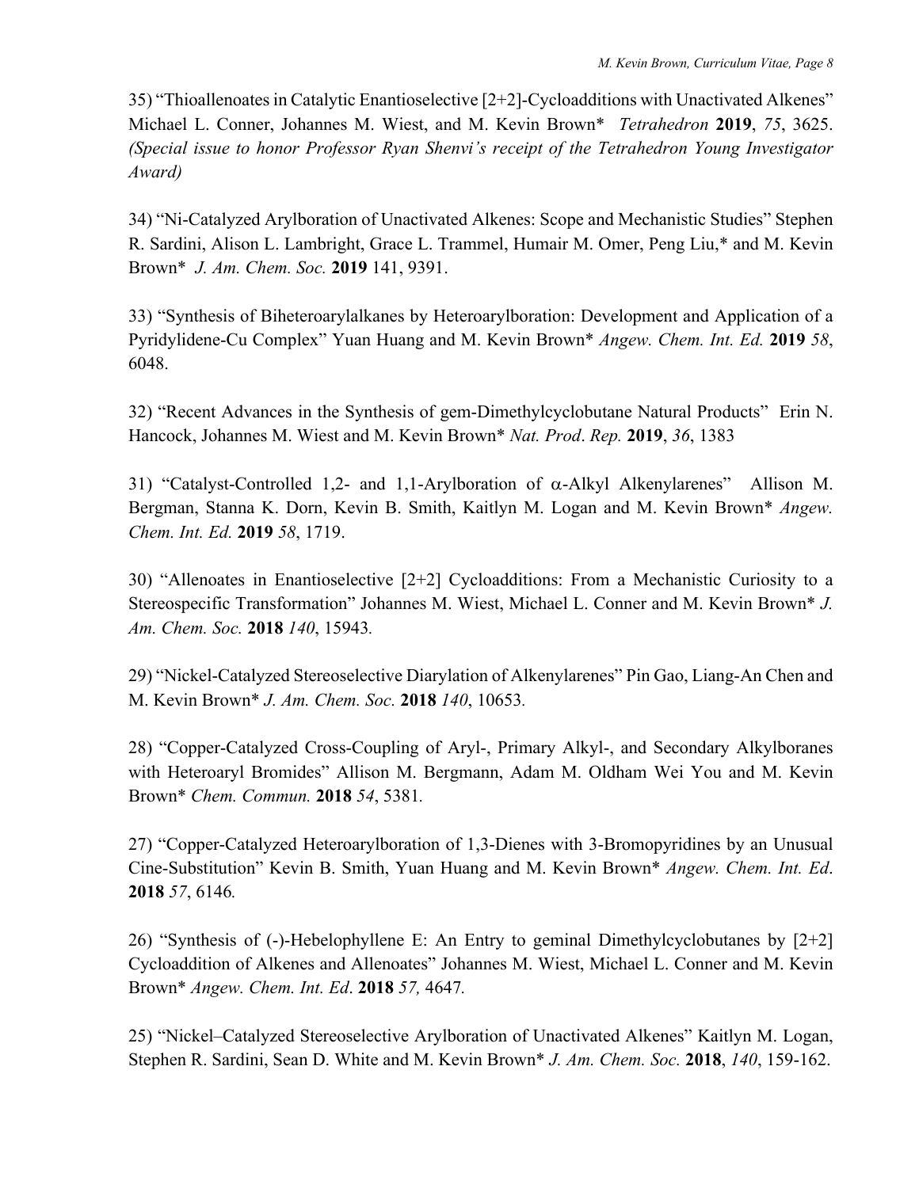35) "Thioallenoates in Catalytic Enantioselective [2+2]-Cycloadditions with Unactivated Alkenes" Michael L. Conner, Johannes M. Wiest, and M. Kevin Brown* *Tetrahedron* **2019**, *75*, 3625. *(Special issue to honor Professor Ryan Shenvi's receipt of the Tetrahedron Young Investigator Award)*

34) "Ni-Catalyzed Arylboration of Unactivated Alkenes: Scope and Mechanistic Studies" Stephen R. Sardini, Alison L. Lambright, Grace L. Trammel, Humair M. Omer, Peng Liu,* and M. Kevin Brown* *J. Am. Chem. Soc.* **2019** 141, 9391.

33) "Synthesis of Biheteroarylalkanes by Heteroarylboration: Development and Application of a Pyridylidene-Cu Complex" Yuan Huang and M. Kevin Brown* *Angew. Chem. Int. Ed.* **2019** *58*, 6048.

32) "Recent Advances in the Synthesis of gem-Dimethylcyclobutane Natural Products" Erin N. Hancock, Johannes M. Wiest and M. Kevin Brown* *Nat. Prod. Rep.* **2019**, *36*, 1383

31) "Catalyst-Controlled 1,2- and 1,1-Arylboration of α-Alkyl Alkenylarenes" Allison M. Bergman, Stanna K. Dorn, Kevin B. Smith, Kaitlyn M. Logan and M. Kevin Brown* *Angew. Chem. Int. Ed.* **2019** *58*, 1719.

30) "Allenoates in Enantioselective [2+2] Cycloadditions: From a Mechanistic Curiosity to a Stereospecific Transformation" Johannes M. Wiest, Michael L. Conner and M. Kevin Brown* *J. Am. Chem. Soc.* **2018** *140*, 15943.

29) "Nickel-Catalyzed Stereoselective Diarylation of Alkenylarenes" Pin Gao, Liang-An Chen and M. Kevin Brown* *J. Am. Chem. Soc.* **2018** *140*, 10653.

28) "Copper-Catalyzed Cross-Coupling of Aryl-, Primary Alkyl-, and Secondary Alkylboranes with Heteroaryl Bromides" Allison M. Bergmann, Adam M. Oldham Wei You and M. Kevin Brown* *Chem. Commun.* **2018** *54*, 5381.

27) "Copper-Catalyzed Heteroarylboration of 1,3-Dienes with 3-Bromopyridines by an Unusual Cine-Substitution" Kevin B. Smith, Yuan Huang and M. Kevin Brown* *Angew. Chem. Int. Ed.* **2018** *57*, 6146.

26) "Synthesis of (-)-Hebelophyllene E: An Entry to geminal Dimethylcyclobutanes by [2+2] Cycloaddition of Alkenes and Allenoates" Johannes M. Wiest, Michael L. Conner and M. Kevin Brown* *Angew. Chem. Int. Ed.* **2018** *57,* 4647.

25) "Nickel–Catalyzed Stereoselective Arylboration of Unactivated Alkenes" Kaitlyn M. Logan, Stephen R. Sardini, Sean D. White and M. Kevin Brown* *J. Am. Chem. Soc.* **2018**, *140*, 159-162.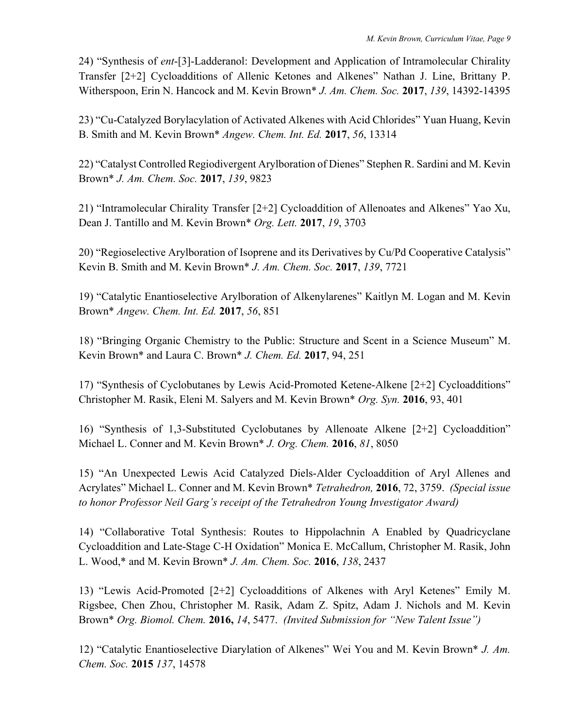24) "Synthesis of *ent*-[3]-Ladderanol: Development and Application of Intramolecular Chirality Transfer [2+2] Cycloadditions of Allenic Ketones and Alkenes" Nathan J. Line, Brittany P. Witherspoon, Erin N. Hancock and M. Kevin Brown* *J. Am. Chem. Soc.* **2017**, *139*, 14392-14395

23) "Cu-Catalyzed Borylacylation of Activated Alkenes with Acid Chlorides" Yuan Huang, Kevin B. Smith and M. Kevin Brown* *Angew. Chem. Int. Ed.* **2017**, *56*, 13314

22) "Catalyst Controlled Regiodivergent Arylboration of Dienes" Stephen R. Sardini and M. Kevin Brown* *J. Am. Chem. Soc.* **2017**, *139*, 9823

21) "Intramolecular Chirality Transfer [2+2] Cycloaddition of Allenoates and Alkenes" Yao Xu, Dean J. Tantillo and M. Kevin Brown* *Org. Lett.* **2017**, *19*, 3703

20) "Regioselective Arylboration of Isoprene and its Derivatives by Cu/Pd Cooperative Catalysis" Kevin B. Smith and M. Kevin Brown* *J. Am. Chem. Soc.* **2017**, *139*, 7721

19) "Catalytic Enantioselective Arylboration of Alkenylarenes" Kaitlyn M. Logan and M. Kevin Brown* *Angew. Chem. Int. Ed.* **2017**, *56*, 851

18) "Bringing Organic Chemistry to the Public: Structure and Scent in a Science Museum" M. Kevin Brown* and Laura C. Brown* *J. Chem. Ed.* **2017**, 94, 251

17) "Synthesis of Cyclobutanes by Lewis Acid-Promoted Ketene-Alkene [2+2] Cycloadditions" Christopher M. Rasik, Eleni M. Salyers and M. Kevin Brown* *Org. Syn.* **2016**, 93, 401

16) "Synthesis of 1,3-Substituted Cyclobutanes by Allenoate Alkene [2+2] Cycloaddition" Michael L. Conner and M. Kevin Brown* *J. Org. Chem.* **2016**, *81*, 8050

15) "An Unexpected Lewis Acid Catalyzed Diels-Alder Cycloaddition of Aryl Allenes and Acrylates" Michael L. Conner and M. Kevin Brown* *Tetrahedron,* **2016**, 72, 3759. *(Special issue to honor Professor Neil Garg's receipt of the Tetrahedron Young Investigator Award)*

14) "Collaborative Total Synthesis: Routes to Hippolachnin A Enabled by Quadricyclane Cycloaddition and Late-Stage C-H Oxidation" Monica E. McCallum, Christopher M. Rasik, John L. Wood,* and M. Kevin Brown* *J. Am. Chem. Soc.* **2016**, *138*, 2437

13) "Lewis Acid-Promoted [2+2] Cycloadditions of Alkenes with Aryl Ketenes" Emily M. Rigsbee, Chen Zhou, Christopher M. Rasik, Adam Z. Spitz, Adam J. Nichols and M. Kevin Brown* *Org. Biomol. Chem.* **2016,** *14*, 5477. *(Invited Submission for "New Talent Issue")*

12) "Catalytic Enantioselective Diarylation of Alkenes" Wei You and M. Kevin Brown* *J. Am. Chem. Soc.* **2015** *137*, 14578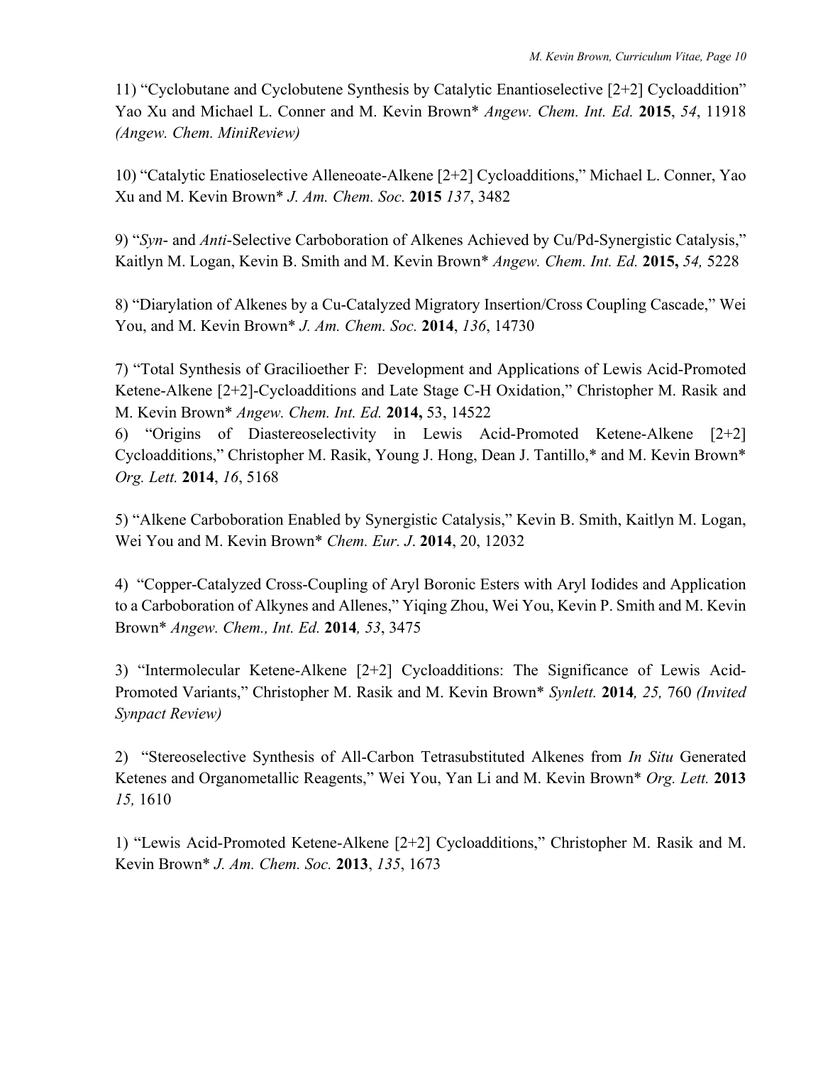11) "Cyclobutane and Cyclobutene Synthesis by Catalytic Enantioselective [2+2] Cycloaddition" Yao Xu and Michael L. Conner and M. Kevin Brown* *Angew. Chem. Int. Ed.* **2015**, *54*, 11918 *(Angew. Chem. MiniReview)*

10) "Catalytic Enatioselective Alleneoate-Alkene [2+2] Cycloadditions," Michael L. Conner, Yao Xu and M. Kevin Brown* *J. Am. Chem. Soc.* **2015** *137*, 3482

9) "*Syn*- and *Anti*-Selective Carboboration of Alkenes Achieved by Cu/Pd-Synergistic Catalysis," Kaitlyn M. Logan, Kevin B. Smith and M. Kevin Brown* *Angew. Chem. Int. Ed.* **2015,** *54,* 5228

8) "Diarylation of Alkenes by a Cu-Catalyzed Migratory Insertion/Cross Coupling Cascade," Wei You, and M. Kevin Brown* *J. Am. Chem. Soc.* **2014**, *136*, 14730

7) "Total Synthesis of Gracilioether F: Development and Applications of Lewis Acid-Promoted Ketene-Alkene [2+2]-Cycloadditions and Late Stage C-H Oxidation," Christopher M. Rasik and M. Kevin Brown* *Angew. Chem. Int. Ed.* **2014,** 53, 14522

6) "Origins of Diastereoselectivity in Lewis Acid-Promoted Ketene-Alkene [2+2] Cycloadditions," Christopher M. Rasik, Young J. Hong, Dean J. Tantillo,* and M. Kevin Brown* *Org. Lett.* **2014**, *16*, 5168

5) "Alkene Carboboration Enabled by Synergistic Catalysis," Kevin B. Smith, Kaitlyn M. Logan, Wei You and M. Kevin Brown* *Chem. Eur. J*. **2014**, 20, 12032

4) "Copper-Catalyzed Cross-Coupling of Aryl Boronic Esters with Aryl Iodides and Application to a Carboboration of Alkynes and Allenes," Yiqing Zhou, Wei You, Kevin P. Smith and M. Kevin Brown* *Angew. Chem., Int. Ed.* **2014***, 53*, 3475

3) "Intermolecular Ketene-Alkene [2+2] Cycloadditions: The Significance of Lewis Acid-Promoted Variants," Christopher M. Rasik and M. Kevin Brown* *Synlett.* **2014***, 25,* 760 *(Invited Synpact Review)*

2) "Stereoselective Synthesis of All-Carbon Tetrasubstituted Alkenes from *In Situ* Generated Ketenes and Organometallic Reagents," Wei You, Yan Li and M. Kevin Brown* *Org. Lett.* **2013** *15,* 1610

1) "Lewis Acid-Promoted Ketene-Alkene [2+2] Cycloadditions," Christopher M. Rasik and M. Kevin Brown* *J. Am. Chem. Soc.* **2013**, *135*, 1673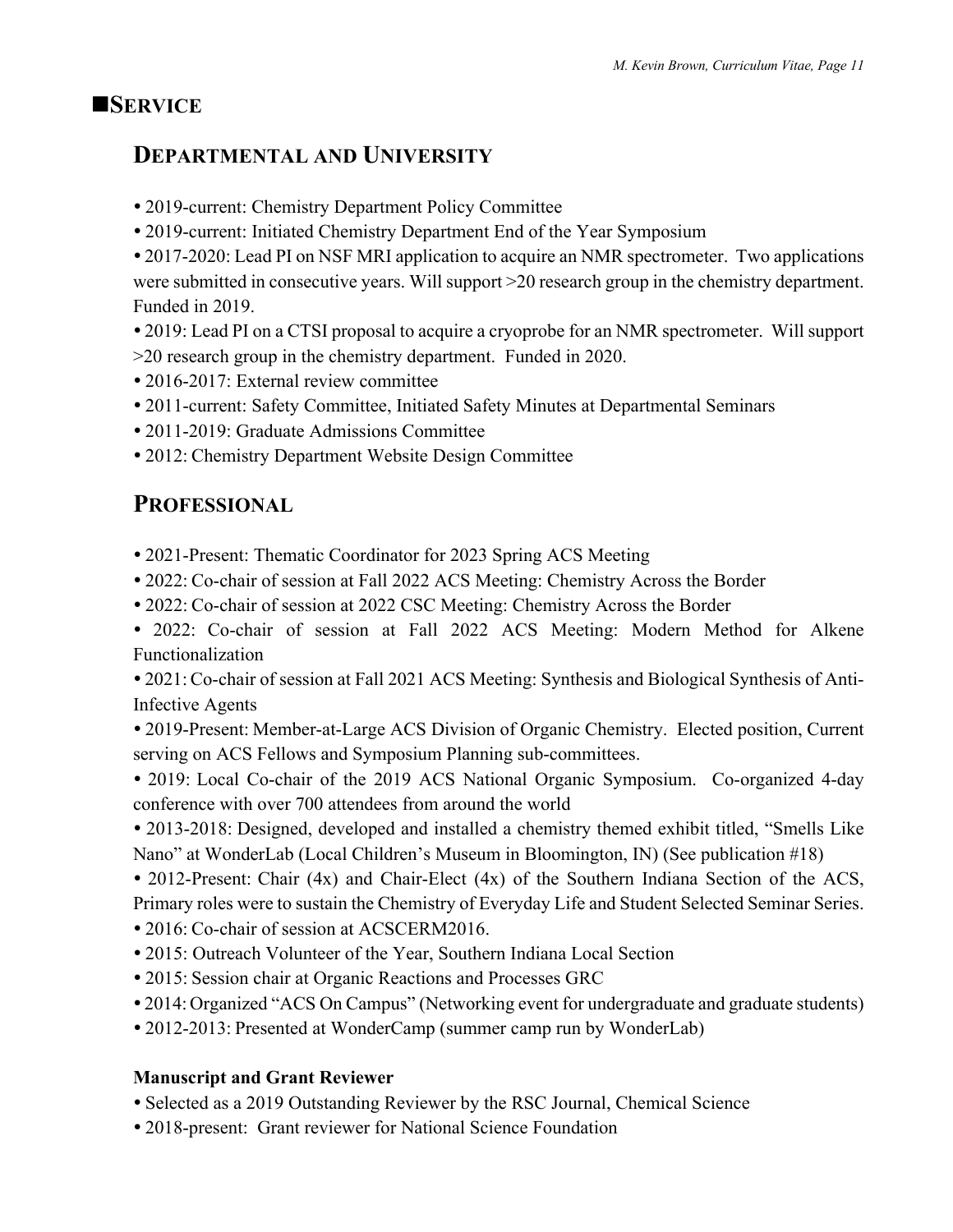# ■SERVICE

## DEPARTMENTAL AND UNIVERSITY

- 2019-current: Chemistry Department Policy Committee
- 2019-current: Initiated Chemistry Department End of the Year Symposium
- 2017-2020: Lead PI on NSF MRI application to acquire an NMR spectrometer. Two applications were submitted in consecutive years. Will support >20 research group in the chemistry department. Funded in 2019.
- 2019: Lead PI on a CTSI proposal to acquire a cryoprobe for an NMR spectrometer. Will support >20 research group in the chemistry department. Funded in 2020.
- 2016-2017: External review committee
- 2011-current: Safety Committee, Initiated Safety Minutes at Departmental Seminars
- 2011-2019: Graduate Admissions Committee
- 2012: Chemistry Department Website Design Committee

## PROFESSIONAL

- 2021-Present: Thematic Coordinator for 2023 Spring ACS Meeting
- 2022: Co-chair of session at Fall 2022 ACS Meeting: Chemistry Across the Border
- 2022: Co-chair of session at 2022 CSC Meeting: Chemistry Across the Border
- 2022: Co-chair of session at Fall 2022 ACS Meeting: Modern Method for Alkene Functionalization
- 2021: Co-chair of session at Fall 2021 ACS Meeting: Synthesis and Biological Synthesis of Anti-Infective Agents
- 2019-Present: Member-at-Large ACS Division of Organic Chemistry. Elected position, Current serving on ACS Fellows and Symposium Planning sub-committees.
- 2019: Local Co-chair of the 2019 ACS National Organic Symposium. Co-organized 4-day conference with over 700 attendees from around the world
- 2013-2018: Designed, developed and installed a chemistry themed exhibit titled, "Smells Like Nano" at WonderLab (Local Children's Museum in Bloomington, IN) (See publication #18)
- 2012-Present: Chair (4x) and Chair-Elect (4x) of the Southern Indiana Section of the ACS, Primary roles were to sustain the Chemistry of Everyday Life and Student Selected Seminar Series.
- 2016: Co-chair of session at ACSCERM2016.
- 2015: Outreach Volunteer of the Year, Southern Indiana Local Section
- 2015: Session chair at Organic Reactions and Processes GRC
- 2014: Organized "ACS On Campus" (Networking event for undergraduate and graduate students)
- 2012-2013: Presented at WonderCamp (summer camp run by WonderLab)

### Manuscript and Grant Reviewer

- Selected as a 2019 Outstanding Reviewer by the RSC Journal, Chemical Science
- 2018-present: Grant reviewer for National Science Foundation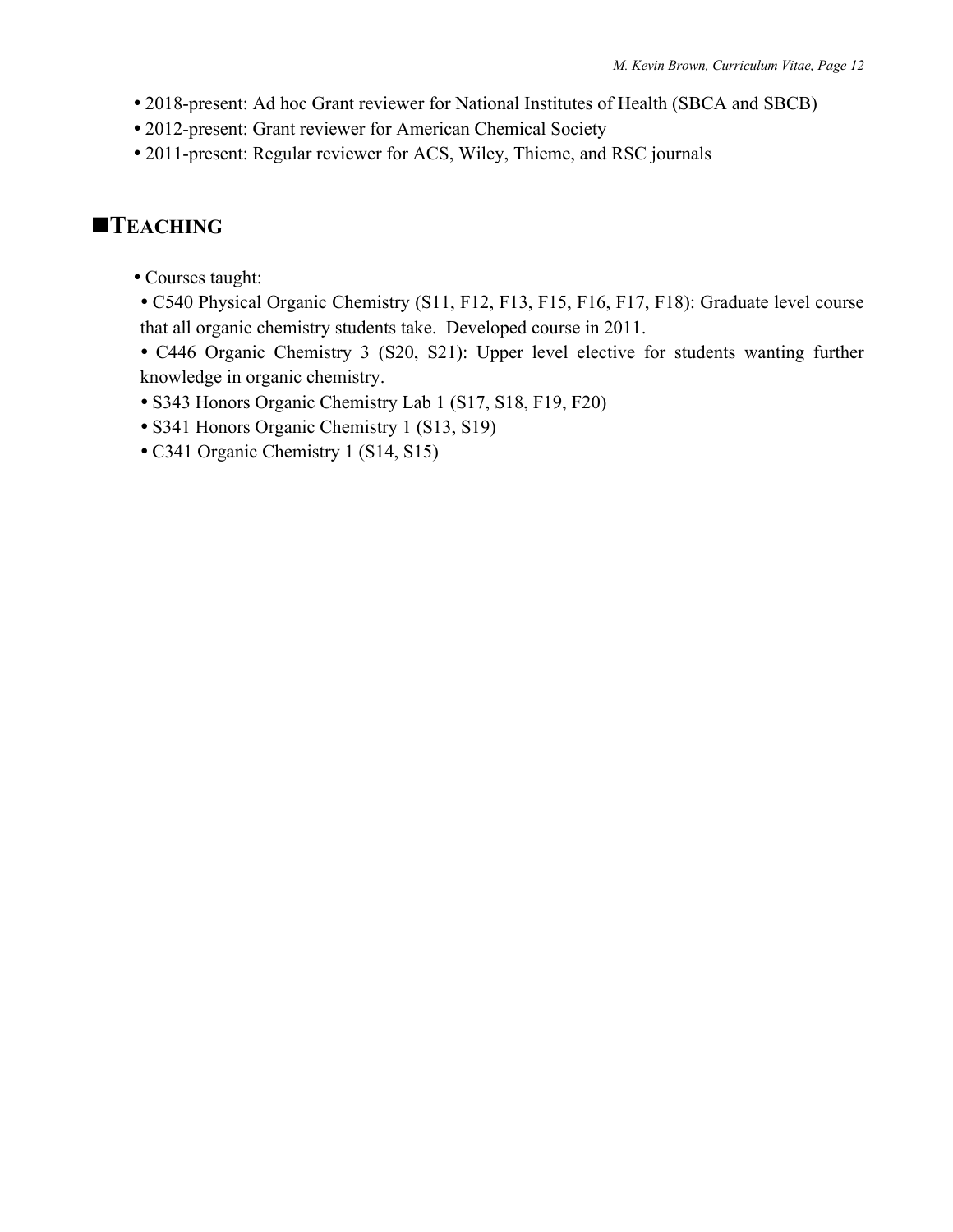- 2018-present: Ad hoc Grant reviewer for National Institutes of Health (SBCA and SBCB)
- 2012-present: Grant reviewer for American Chemical Society
- 2011-present: Regular reviewer for ACS, Wiley, Thieme, and RSC journals

## ■TEACHING

- Courses taught:
  - C540 Physical Organic Chemistry (S11, F12, F13, F15, F16, F17, F18): Graduate level course that all organic chemistry students take. Developed course in 2011.
  - C446 Organic Chemistry 3 (S20, S21): Upper level elective for students wanting further knowledge in organic chemistry.
  - S343 Honors Organic Chemistry Lab 1 (S17, S18, F19, F20)
  - S341 Honors Organic Chemistry 1 (S13, S19)
  - C341 Organic Chemistry 1 (S14, S15)